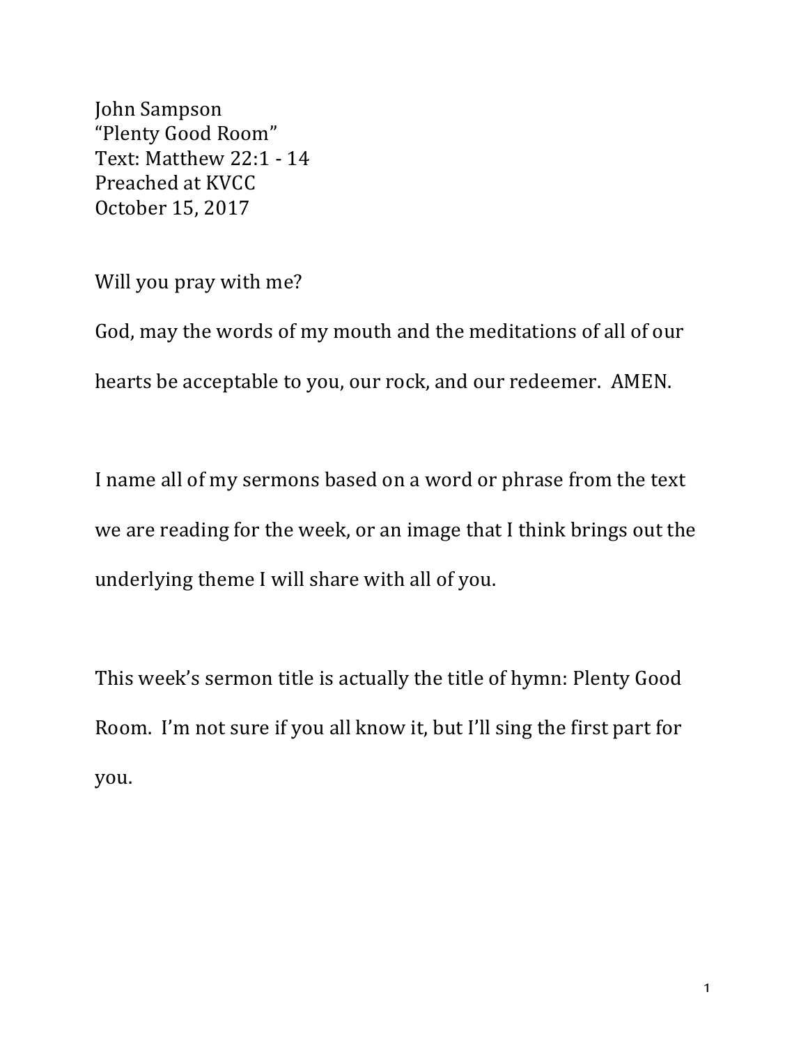John Sampson  
"Plenty Good Room"  
Text: Matthew 22:1 - 14  
Preached at KVCC  
October 15, 2017

Will you pray with me?

God, may the words of my mouth and the meditations of all of our hearts be acceptable to you, our rock, and our redeemer. AMEN.

I name all of my sermons based on a word or phrase from the text we are reading for the week, or an image that I think brings out the underlying theme I will share with all of you.

This week's sermon title is actually the title of hymn: Plenty Good Room. I'm not sure if you all know it, but I'll sing the first part for you.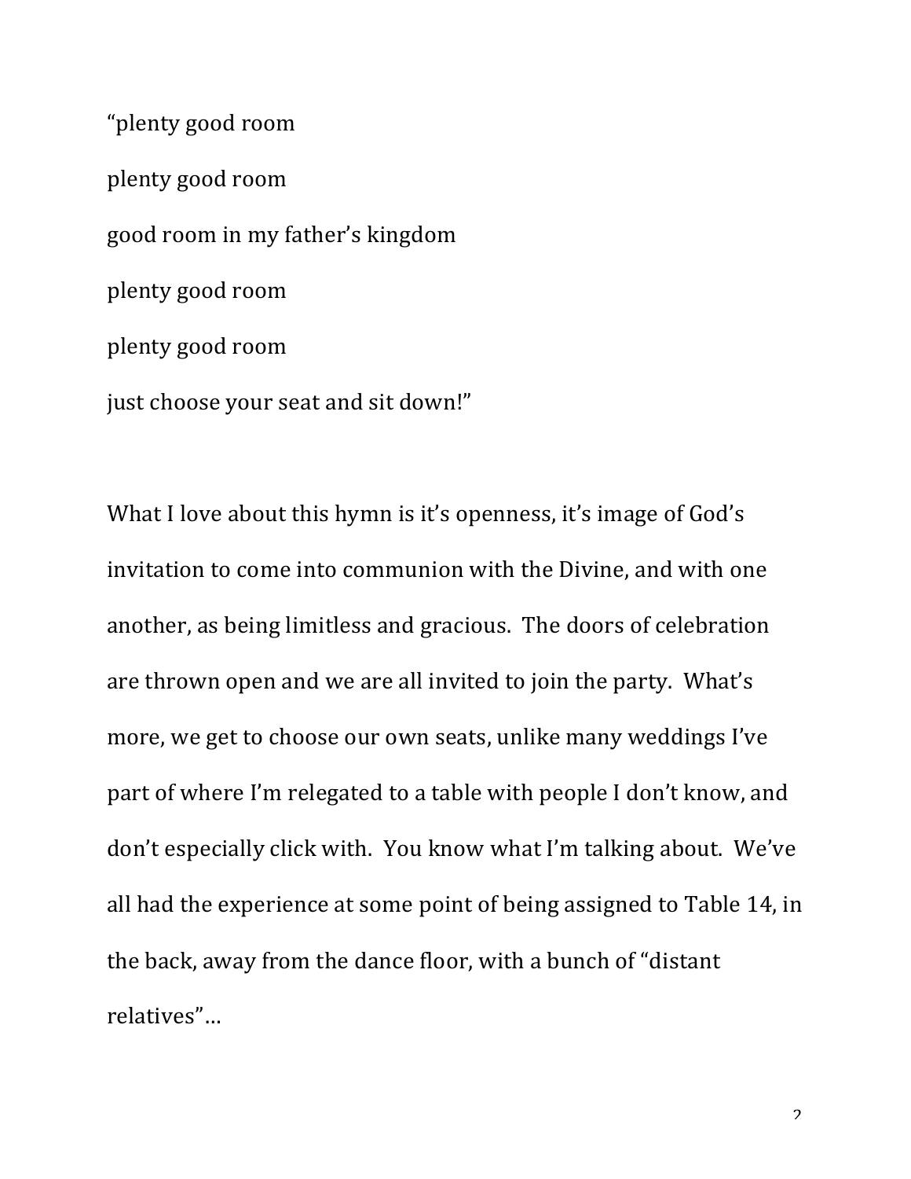"plenty good room

plenty good room

good room in my father's kingdom

plenty good room

plenty good room

just choose your seat and sit down!"

What I love about this hymn is it's openness, it's image of God's invitation to come into communion with the Divine, and with one another, as being limitless and gracious. The doors of celebration are thrown open and we are all invited to join the party. What's more, we get to choose our own seats, unlike many weddings I've part of where I'm relegated to a table with people I don't know, and don't especially click with. You know what I'm talking about. We've all had the experience at some point of being assigned to Table 14, in the back, away from the dance floor, with a bunch of "distant relatives"…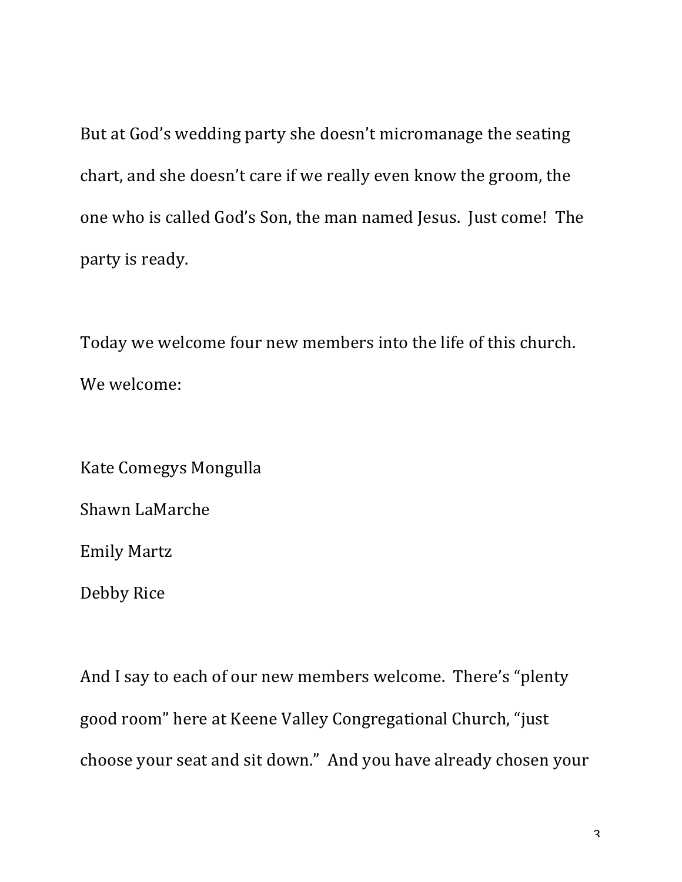But at God's wedding party she doesn't micromanage the seating chart, and she doesn't care if we really even know the groom, the one who is called God's Son, the man named Jesus. Just come! The party is ready.

Today we welcome four new members into the life of this church. We welcome:

Kate Comegys Mongulla

Shawn LaMarche

Emily Martz

Debby Rice

And I say to each of our new members welcome. There's "plenty good room" here at Keene Valley Congregational Church, "just choose your seat and sit down." And you have already chosen your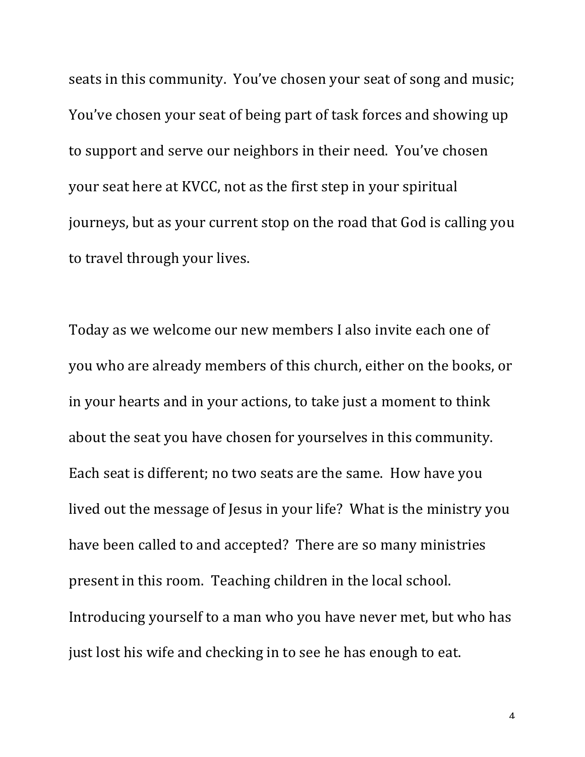seats in this community. You've chosen your seat of song and music; You've chosen your seat of being part of task forces and showing up to support and serve our neighbors in their need. You've chosen your seat here at KVCC, not as the first step in your spiritual journeys, but as your current stop on the road that God is calling you to travel through your lives.

Today as we welcome our new members I also invite each one of you who are already members of this church, either on the books, or in your hearts and in your actions, to take just a moment to think about the seat you have chosen for yourselves in this community. Each seat is different; no two seats are the same. How have you lived out the message of Jesus in your life? What is the ministry you have been called to and accepted? There are so many ministries present in this room. Teaching children in the local school. Introducing yourself to a man who you have never met, but who has just lost his wife and checking in to see he has enough to eat.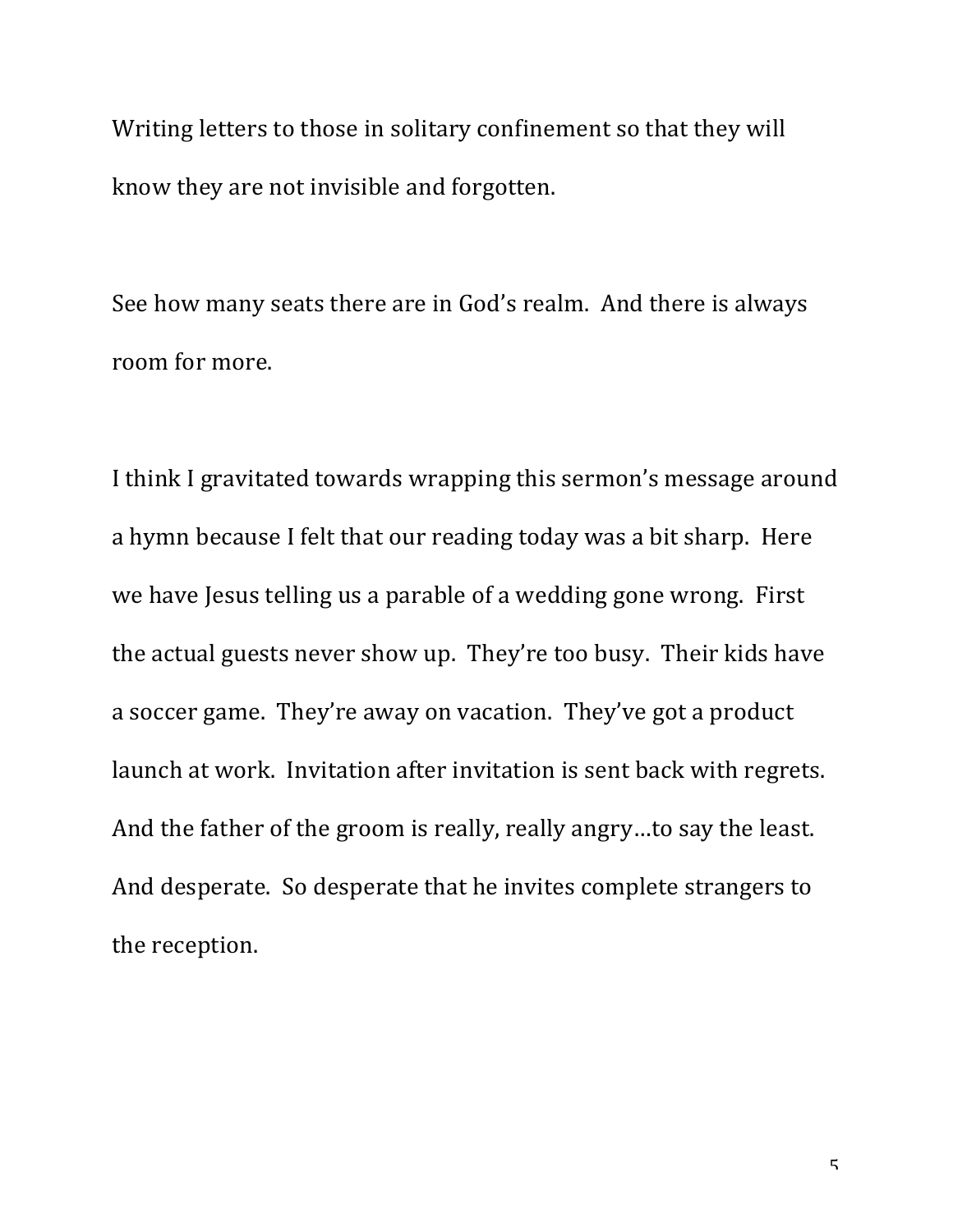Writing letters to those in solitary confinement so that they will know they are not invisible and forgotten.

See how many seats there are in God's realm. And there is always room for more.

I think I gravitated towards wrapping this sermon's message around a hymn because I felt that our reading today was a bit sharp. Here we have Jesus telling us a parable of a wedding gone wrong. First the actual guests never show up. They're too busy. Their kids have a soccer game. They're away on vacation. They've got a product launch at work. Invitation after invitation is sent back with regrets. And the father of the groom is really, really angry…to say the least. And desperate. So desperate that he invites complete strangers to the reception.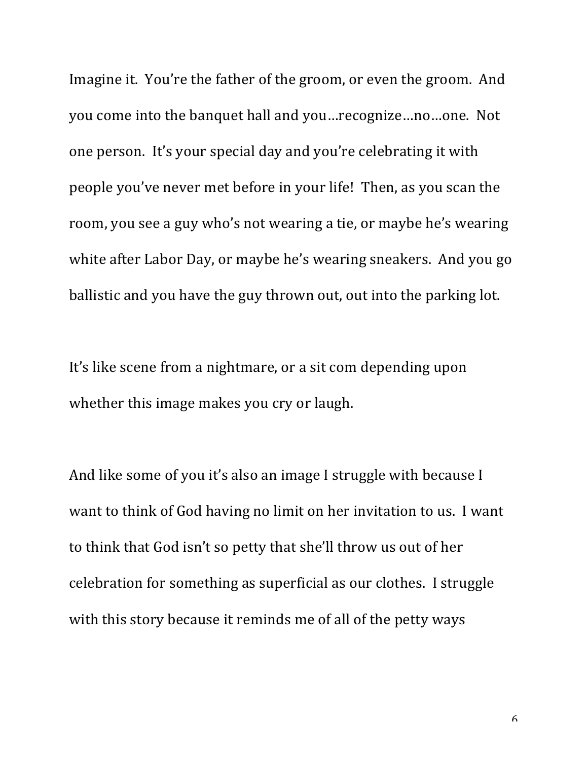Imagine it. You're the father of the groom, or even the groom. And you come into the banquet hall and you…recognize…no…one. Not one person. It's your special day and you're celebrating it with people you've never met before in your life! Then, as you scan the room, you see a guy who's not wearing a tie, or maybe he's wearing white after Labor Day, or maybe he's wearing sneakers. And you go ballistic and you have the guy thrown out, out into the parking lot.

It's like scene from a nightmare, or a sit com depending upon whether this image makes you cry or laugh.

And like some of you it's also an image I struggle with because I want to think of God having no limit on her invitation to us. I want to think that God isn't so petty that she'll throw us out of her celebration for something as superficial as our clothes. I struggle with this story because it reminds me of all of the petty ways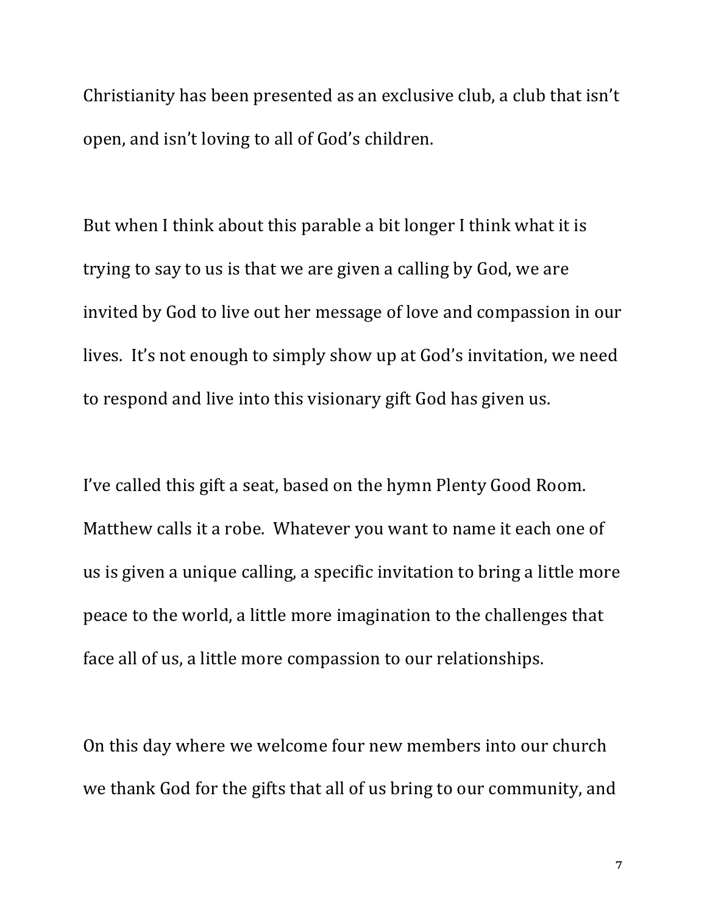Christianity has been presented as an exclusive club, a club that isn't open, and isn't loving to all of God's children.

But when I think about this parable a bit longer I think what it is trying to say to us is that we are given a calling by God, we are invited by God to live out her message of love and compassion in our lives. It's not enough to simply show up at God's invitation, we need to respond and live into this visionary gift God has given us.

I've called this gift a seat, based on the hymn Plenty Good Room. Matthew calls it a robe. Whatever you want to name it each one of us is given a unique calling, a specific invitation to bring a little more peace to the world, a little more imagination to the challenges that face all of us, a little more compassion to our relationships.

On this day where we welcome four new members into our church we thank God for the gifts that all of us bring to our community, and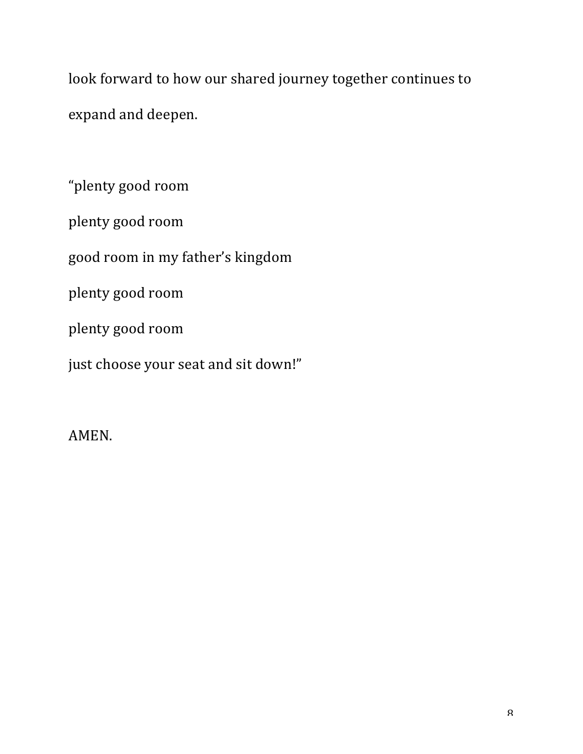look forward to how our shared journey together continues to expand and deepen.

"plenty good room  
plenty good room  
good room in my father's kingdom  
plenty good room  
plenty good room  
just choose your seat and sit down!"

AMEN.